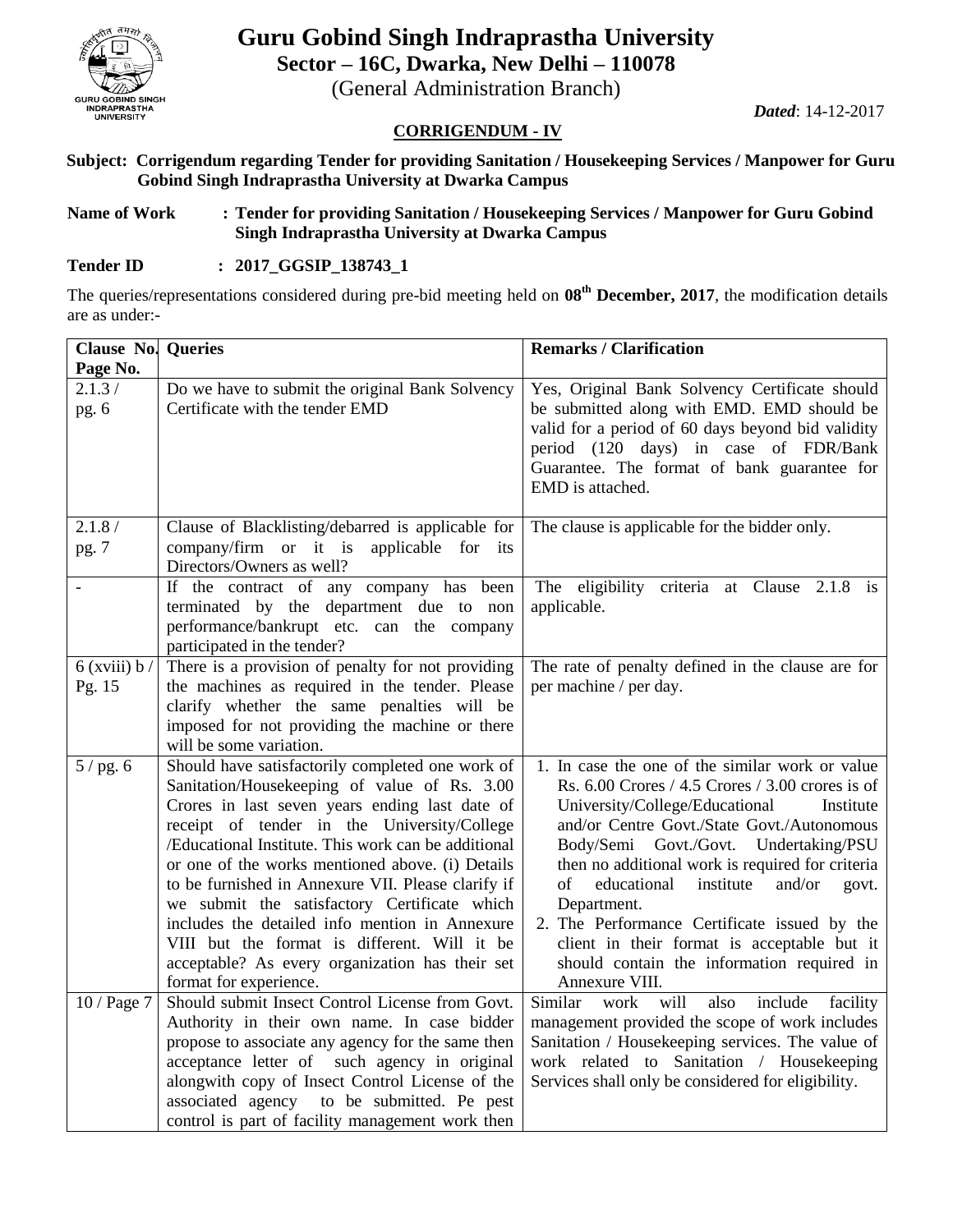# Guru Gobind Singh Indraprastha University

**Sector – 16C, Dwarka, New Delhi – 110078**

(General Administration Branch)

***Dated*: 14-12-2017**

## CORRIGENDUM - IV

**Subject: Corrigendum regarding Tender for providing Sanitation / Housekeeping Services / Manpower for Guru Gobind Singh Indraprastha University at Dwarka Campus**

**Name of Work : Tender for providing Sanitation / Housekeeping Services / Manpower for Guru Gobind Singh Indraprastha University at Dwarka Campus**

**Tender ID : 2017_GGSIP_138743_1**

The queries/representations considered during pre-bid meeting held on **08th December, 2017**, the modification details are as under:-

| Clause No. Page No. | Queries | Remarks / Clarification |
|---|---|---|
| 2.1.3 / pg. 6 | Do we have to submit the original Bank Solvency Certificate with the tender EMD | Yes, Original Bank Solvency Certificate should be submitted along with EMD. EMD should be valid for a period of 60 days beyond bid validity period (120 days) in case of FDR/Bank Guarantee. The format of bank guarantee for EMD is attached. |
| 2.1.8 / pg. 7 | Clause of Blacklisting/debarred is applicable for company/firm or it is applicable for its Directors/Owners as well? | The clause is applicable for the bidder only. |
| - | If the contract of any company has been terminated by the department due to non performance/bankrupt etc. can the company participated in the tender? | The eligibility criteria at Clause 2.1.8 is applicable. |
| 6 (xviii) b / Pg. 15 | There is a provision of penalty for not providing the machines as required in the tender. Please clarify whether the same penalties will be imposed for not providing the machine or there will be some variation. | The rate of penalty defined in the clause are for per machine / per day. |
| 5 / pg. 6 | Should have satisfactorily completed one work of Sanitation/Housekeeping of value of Rs. 3.00 Crores in last seven years ending last date of receipt of tender in the University/College /Educational Institute. This work can be additional or one of the works mentioned above. (i) Details to be furnished in Annexure VII. Please clarify if we submit the satisfactory Certificate which includes the detailed info mention in Annexure VIII but the format is different. Will it be acceptable? As every organization has their set format for experience. | 1. In case the one of the similar work or value Rs. 6.00 Crores / 4.5 Crores / 3.00 crores is of University/College/Educational Institute and/or Centre Govt./State Govt./Autonomous Body/Semi Govt./Govt. Undertaking/PSU then no additional work is required for criteria of educational institute and/or govt. Department.<br>2. The Performance Certificate issued by the client in their format is acceptable but it should contain the information required in Annexure VIII. |
| 10 / Page 7 | Should submit Insect Control License from Govt. Authority in their own name. In case bidder propose to associate any agency for the same then acceptance letter of such agency in original alongwith copy of Insect Control License of the associated agency to be submitted. Pe pest control is part of facility management work then | Similar work will also include facility management provided the scope of work includes Sanitation / Housekeeping services. The value of work related to Sanitation / Housekeeping Services shall only be considered for eligibility. |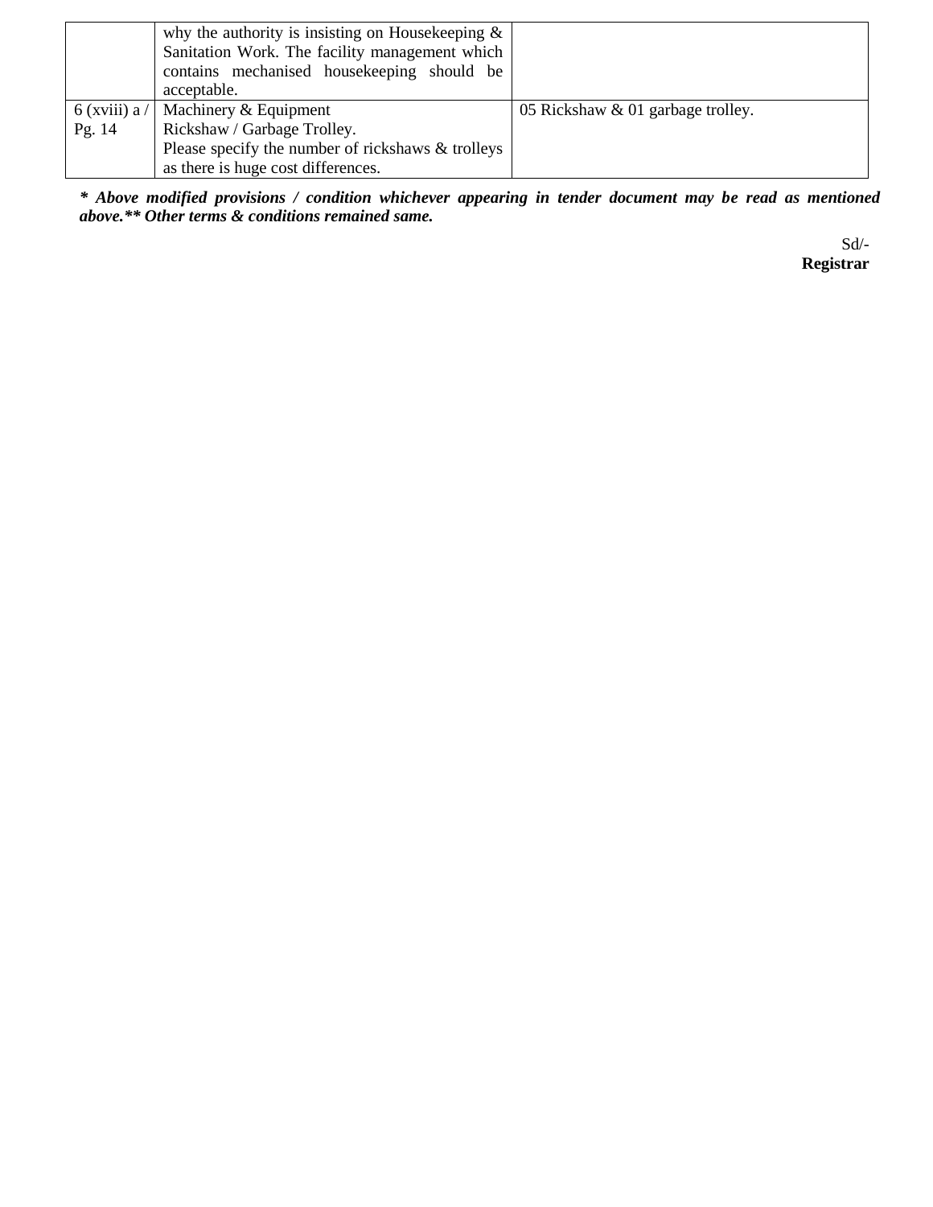| | | |
|---|---|---|
| | why the authority is insisting on Housekeeping & Sanitation Work. The facility management which contains mechanised housekeeping should be acceptable. | |
| 6 (xviii) a / Pg. 14 | Machinery & Equipment<br>Rickshaw / Garbage Trolley.<br>Please specify the number of rickshaws & trolleys as there is huge cost differences. | 05 Rickshaw & 01 garbage trolley. |

***\* Above modified provisions / condition whichever appearing in tender document may be read as mentioned above.\*\* Other terms & conditions remained same.***

Sd/-
**Registrar**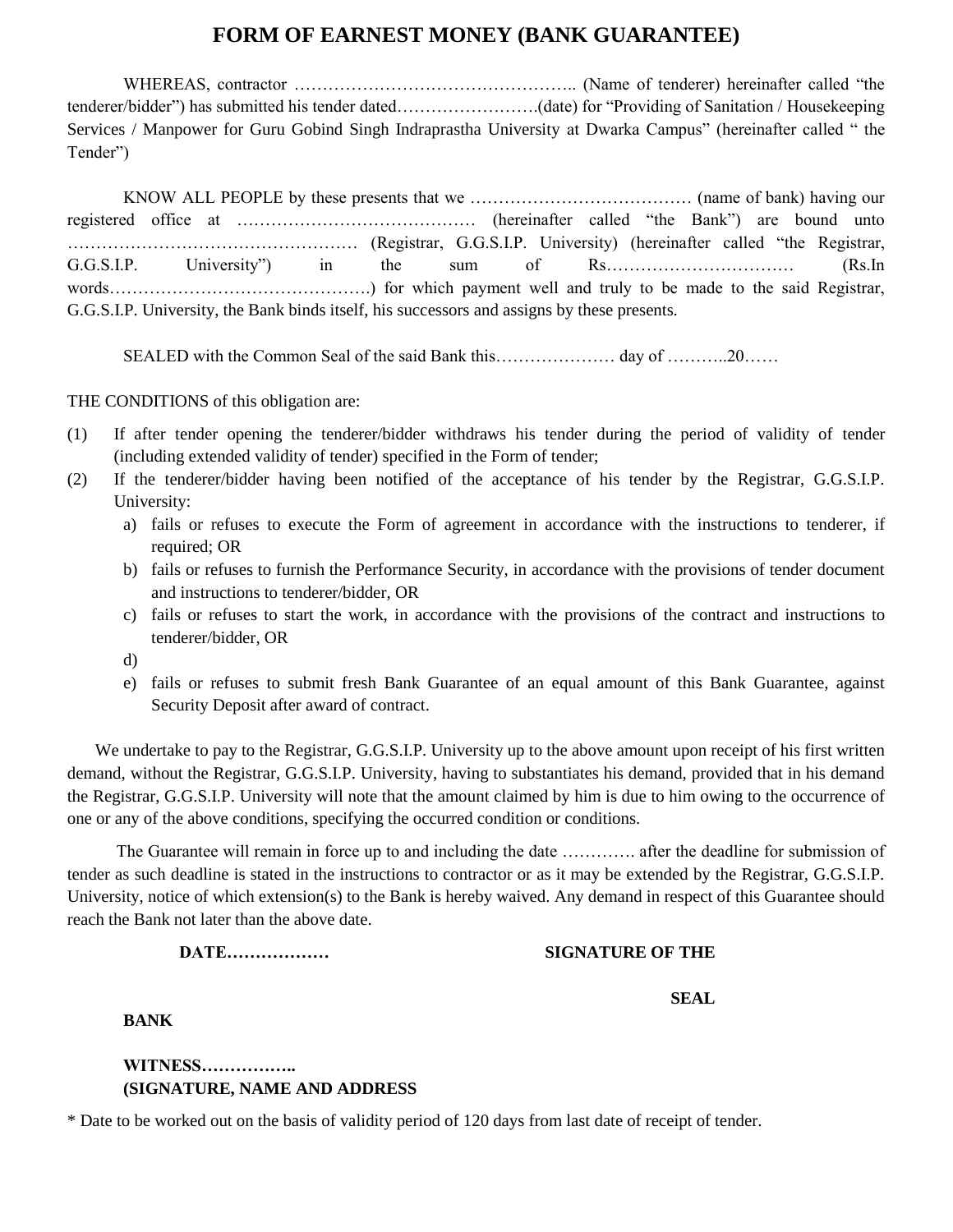# FORM OF EARNEST MONEY (BANK GUARANTEE)

WHEREAS, contractor ………………………………………….. (Name of tenderer) hereinafter called "the tenderer/bidder") has submitted his tender dated…………………….(date) for "Providing of Sanitation / Housekeeping Services / Manpower for Guru Gobind Singh Indraprastha University at Dwarka Campus" (hereinafter called " the Tender")

KNOW ALL PEOPLE by these presents that we ………………………………… (name of bank) having our registered office at …………………………………… (hereinafter called "the Bank") are bound unto …………………………………………… (Registrar, G.G.S.I.P. University) (hereinafter called "the Registrar, G.G.S.I.P. University") in the sum of Rs…………………………… (Rs.In words……………………………………….) for which payment well and truly to be made to the said Registrar, G.G.S.I.P. University, the Bank binds itself, his successors and assigns by these presents.

SEALED with the Common Seal of the said Bank this………………… day of ………..20……

THE CONDITIONS of this obligation are:

(1) If after tender opening the tenderer/bidder withdraws his tender during the period of validity of tender (including extended validity of tender) specified in the Form of tender;

(2) If the tenderer/bidder having been notified of the acceptance of his tender by the Registrar, G.G.S.I.P. University:
   - a) fails or refuses to execute the Form of agreement in accordance with the instructions to tenderer, if required; OR
   - b) fails or refuses to furnish the Performance Security, in accordance with the provisions of tender document and instructions to tenderer/bidder, OR
   - c) fails or refuses to start the work, in accordance with the provisions of the contract and instructions to tenderer/bidder, OR
   - d)
   - e) fails or refuses to submit fresh Bank Guarantee of an equal amount of this Bank Guarantee, against Security Deposit after award of contract.

We undertake to pay to the Registrar, G.G.S.I.P. University up to the above amount upon receipt of his first written demand, without the Registrar, G.G.S.I.P. University, having to substantiates his demand, provided that in his demand the Registrar, G.G.S.I.P. University will note that the amount claimed by him is due to him owing to the occurrence of one or any of the above conditions, specifying the occurred condition or conditions.

The Guarantee will remain in force up to and including the date …………. after the deadline for submission of tender as such deadline is stated in the instructions to contractor or as it may be extended by the Registrar, G.G.S.I.P. University, notice of which extension(s) to the Bank is hereby waived. Any demand in respect of this Guarantee should reach the Bank not later than the above date.

**DATE………………** **SIGNATURE OF THE**

**SEAL**

**BANK**

**WITNESS……………..**
**(SIGNATURE, NAME AND ADDRESS**

* Date to be worked out on the basis of validity period of 120 days from last date of receipt of tender.